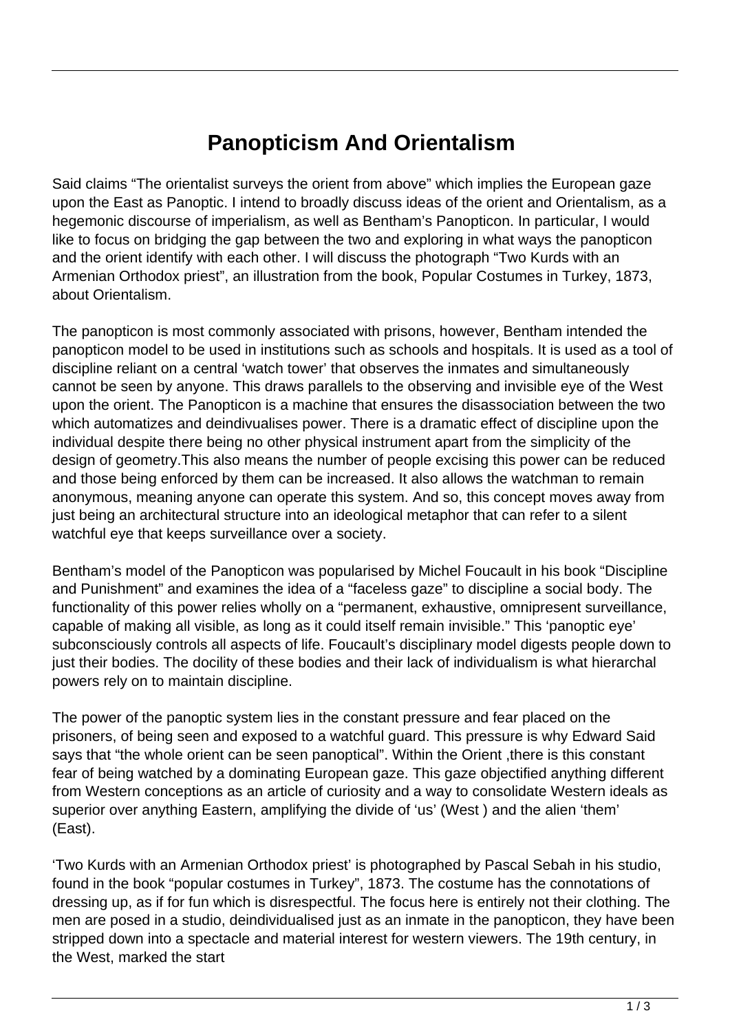# Panopticism And Orientalism

Said claims "The orientalist surveys the orient from above" which implies the European gaze upon the East as Panoptic. I intend to broadly discuss ideas of the orient and Orientalism, as a hegemonic discourse of imperialism, as well as Bentham's Panopticon. In particular, I would like to focus on bridging the gap between the two and exploring in what ways the panopticon and the orient identify with each other. I will discuss the photograph "Two Kurds with an Armenian Orthodox priest", an illustration from the book, Popular Costumes in Turkey, 1873, about Orientalism.

The panopticon is most commonly associated with prisons, however, Bentham intended the panopticon model to be used in institutions such as schools and hospitals. It is used as a tool of discipline reliant on a central 'watch tower' that observes the inmates and simultaneously cannot be seen by anyone. This draws parallels to the observing and invisible eye of the West upon the orient. The Panopticon is a machine that ensures the disassociation between the two which automatizes and deindivualises power. There is a dramatic effect of discipline upon the individual despite there being no other physical instrument apart from the simplicity of the design of geometry.This also means the number of people excising this power can be reduced and those being enforced by them can be increased. It also allows the watchman to remain anonymous, meaning anyone can operate this system. And so, this concept moves away from just being an architectural structure into an ideological metaphor that can refer to a silent watchful eye that keeps surveillance over a society.

Bentham's model of the Panopticon was popularised by Michel Foucault in his book "Discipline and Punishment" and examines the idea of a "faceless gaze" to discipline a social body. The functionality of this power relies wholly on a "permanent, exhaustive, omnipresent surveillance, capable of making all visible, as long as it could itself remain invisible." This 'panoptic eye' subconsciously controls all aspects of life. Foucault's disciplinary model digests people down to just their bodies. The docility of these bodies and their lack of individualism is what hierarchal powers rely on to maintain discipline.

The power of the panoptic system lies in the constant pressure and fear placed on the prisoners, of being seen and exposed to a watchful guard. This pressure is why Edward Said says that "the whole orient can be seen panoptical". Within the Orient ,there is this constant fear of being watched by a dominating European gaze. This gaze objectified anything different from Western conceptions as an article of curiosity and a way to consolidate Western ideals as superior over anything Eastern, amplifying the divide of 'us' (West ) and the alien 'them' (East).

'Two Kurds with an Armenian Orthodox priest' is photographed by Pascal Sebah in his studio, found in the book "popular costumes in Turkey", 1873. The costume has the connotations of dressing up, as if for fun which is disrespectful. The focus here is entirely not their clothing. The men are posed in a studio, deindividualised just as an inmate in the panopticon, they have been stripped down into a spectacle and material interest for western viewers. The 19th century, in the West, marked the start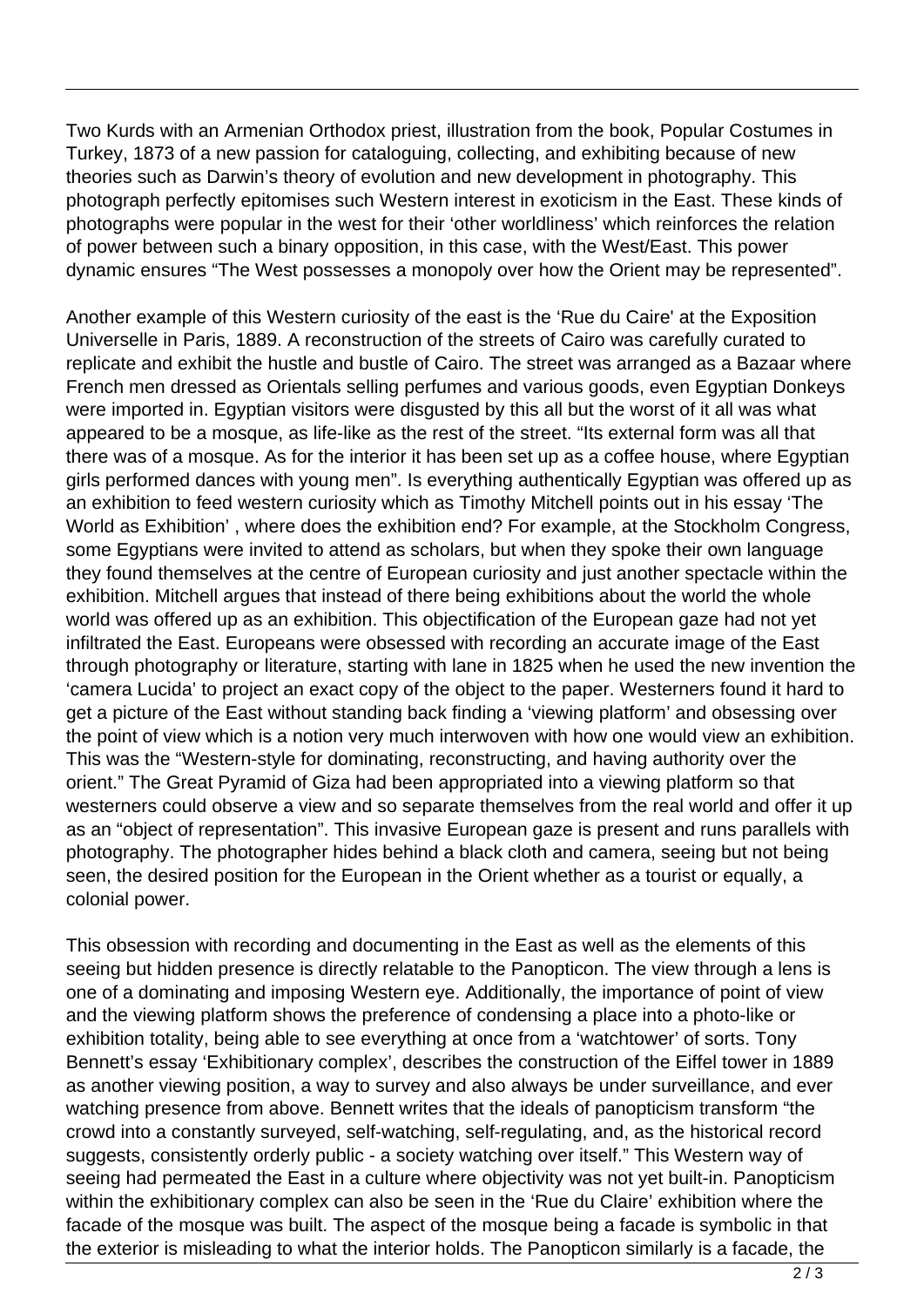Two Kurds with an Armenian Orthodox priest, illustration from the book, Popular Costumes in Turkey, 1873 of a new passion for cataloguing, collecting, and exhibiting because of new theories such as Darwin's theory of evolution and new development in photography. This photograph perfectly epitomises such Western interest in exoticism in the East. These kinds of photographs were popular in the west for their 'other worldliness' which reinforces the relation of power between such a binary opposition, in this case, with the West/East. This power dynamic ensures "The West possesses a monopoly over how the Orient may be represented".

Another example of this Western curiosity of the east is the 'Rue du Caire' at the Exposition Universelle in Paris, 1889. A reconstruction of the streets of Cairo was carefully curated to replicate and exhibit the hustle and bustle of Cairo. The street was arranged as a Bazaar where French men dressed as Orientals selling perfumes and various goods, even Egyptian Donkeys were imported in. Egyptian visitors were disgusted by this all but the worst of it all was what appeared to be a mosque, as life-like as the rest of the street. "Its external form was all that there was of a mosque. As for the interior it has been set up as a coffee house, where Egyptian girls performed dances with young men". Is everything authentically Egyptian was offered up as an exhibition to feed western curiosity which as Timothy Mitchell points out in his essay 'The World as Exhibition' , where does the exhibition end? For example, at the Stockholm Congress, some Egyptians were invited to attend as scholars, but when they spoke their own language they found themselves at the centre of European curiosity and just another spectacle within the exhibition. Mitchell argues that instead of there being exhibitions about the world the whole world was offered up as an exhibition. This objectification of the European gaze had not yet infiltrated the East. Europeans were obsessed with recording an accurate image of the East through photography or literature, starting with lane in 1825 when he used the new invention the 'camera Lucida' to project an exact copy of the object to the paper. Westerners found it hard to get a picture of the East without standing back finding a 'viewing platform' and obsessing over the point of view which is a notion very much interwoven with how one would view an exhibition. This was the "Western-style for dominating, reconstructing, and having authority over the orient." The Great Pyramid of Giza had been appropriated into a viewing platform so that westerners could observe a view and so separate themselves from the real world and offer it up as an "object of representation". This invasive European gaze is present and runs parallels with photography. The photographer hides behind a black cloth and camera, seeing but not being seen, the desired position for the European in the Orient whether as a tourist or equally, a colonial power.

This obsession with recording and documenting in the East as well as the elements of this seeing but hidden presence is directly relatable to the Panopticon. The view through a lens is one of a dominating and imposing Western eye. Additionally, the importance of point of view and the viewing platform shows the preference of condensing a place into a photo-like or exhibition totality, being able to see everything at once from a 'watchtower' of sorts. Tony Bennett's essay 'Exhibitionary complex', describes the construction of the Eiffel tower in 1889 as another viewing position, a way to survey and also always be under surveillance, and ever watching presence from above. Bennett writes that the ideals of panopticism transform "the crowd into a constantly surveyed, self-watching, self-regulating, and, as the historical record suggests, consistently orderly public - a society watching over itself." This Western way of seeing had permeated the East in a culture where objectivity was not yet built-in. Panopticism within the exhibitionary complex can also be seen in the 'Rue du Claire' exhibition where the facade of the mosque was built. The aspect of the mosque being a facade is symbolic in that the exterior is misleading to what the interior holds. The Panopticon similarly is a facade, the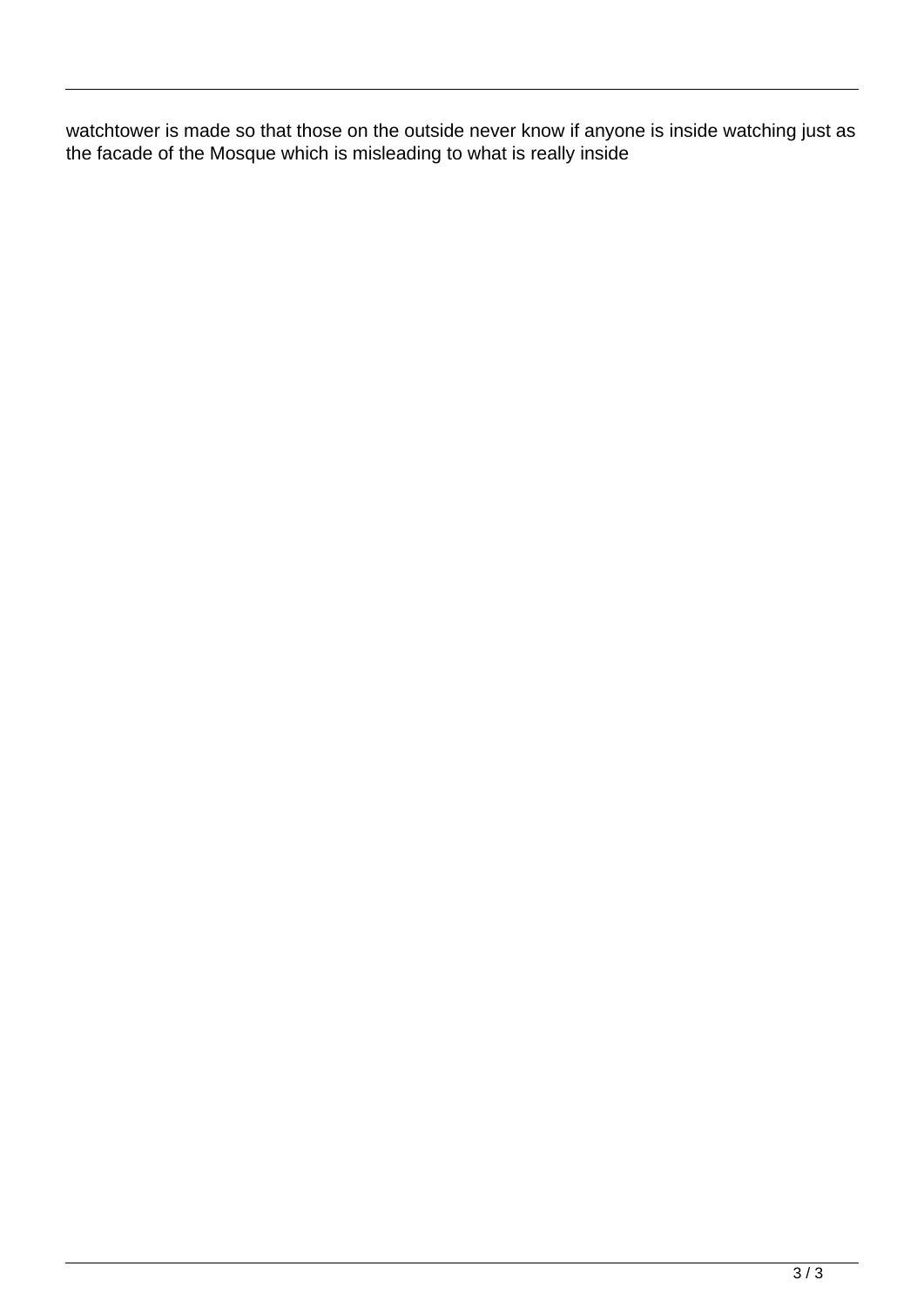watchtower is made so that those on the outside never know if anyone is inside watching just as the facade of the Mosque which is misleading to what is really inside